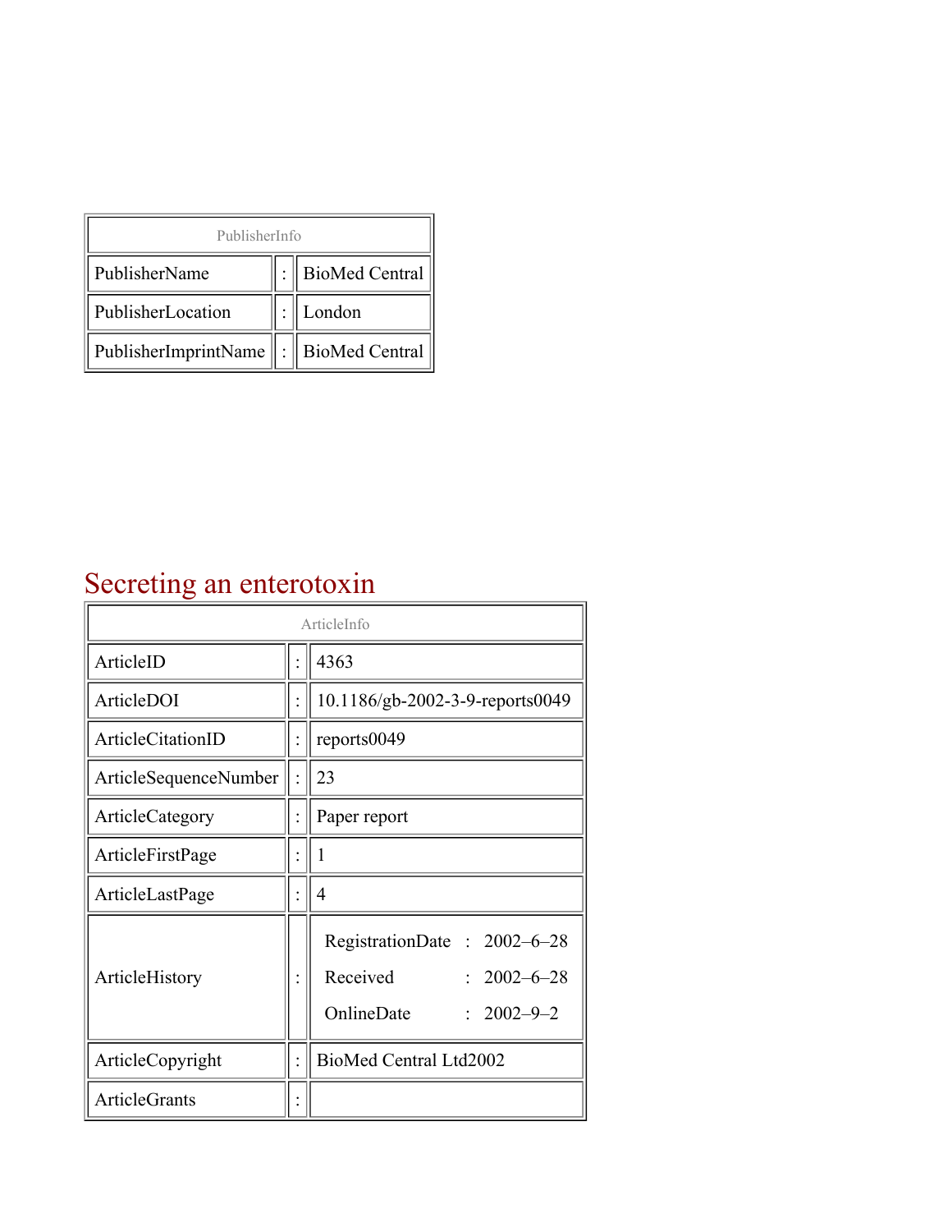| PublisherInfo | | |
|---|---|---|
| PublisherName | : | BioMed Central |
| PublisherLocation | : | London |
| PublisherImprintName | : | BioMed Central |

# Secreting an enterotoxin

| ArticleInfo | | |
|---|---|---|
| ArticleID | : | 4363 |
| ArticleDOI | : | 10.1186/gb-2002-3-9-reports0049 |
| ArticleCitationID | : | reports0049 |
| ArticleSequenceNumber | : | 23 |
| ArticleCategory | : | Paper report |
| ArticleFirstPage | : | 1 |
| ArticleLastPage | : | 4 |
| ArticleHistory | : | RegistrationDate : 2002–6–28<br>Received : 2002–6–28<br>OnlineDate : 2002–9–2 |
| ArticleCopyright | : | BioMed Central Ltd2002 |
| ArticleGrants | : | |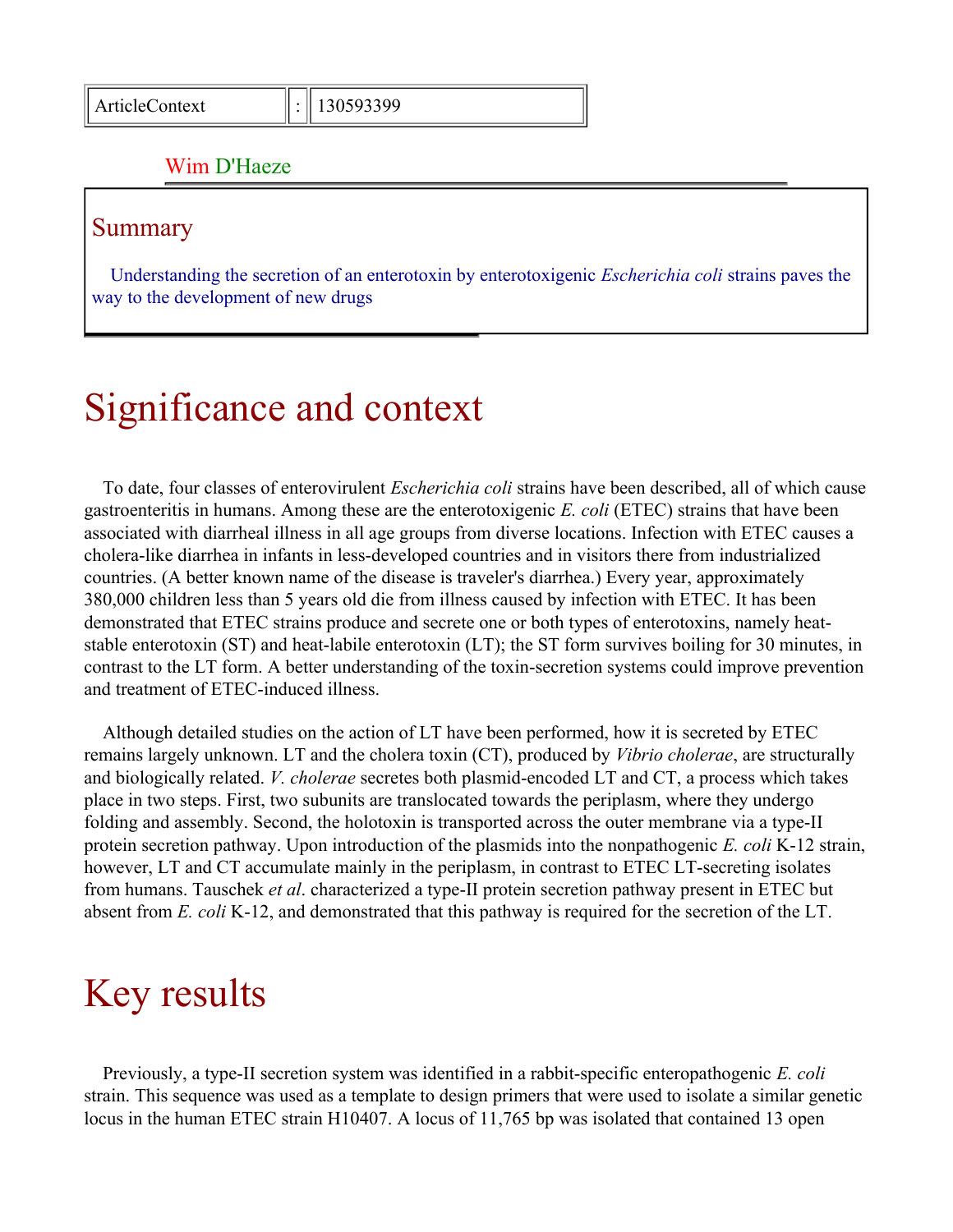| ArticleContext | : | 130593399 |
|---|---|---|

Wim D'Haeze

## Summary

Understanding the secretion of an enterotoxin by enterotoxigenic *Escherichia coli* strains paves the way to the development of new drugs

# Significance and context

To date, four classes of enterovirulent *Escherichia coli* strains have been described, all of which cause gastroenteritis in humans. Among these are the enterotoxigenic *E. coli* (ETEC) strains that have been associated with diarrheal illness in all age groups from diverse locations. Infection with ETEC causes a cholera-like diarrhea in infants in less-developed countries and in visitors there from industrialized countries. (A better known name of the disease is traveler's diarrhea.) Every year, approximately 380,000 children less than 5 years old die from illness caused by infection with ETEC. It has been demonstrated that ETEC strains produce and secrete one or both types of enterotoxins, namely heat-stable enterotoxin (ST) and heat-labile enterotoxin (LT); the ST form survives boiling for 30 minutes, in contrast to the LT form. A better understanding of the toxin-secretion systems could improve prevention and treatment of ETEC-induced illness.

Although detailed studies on the action of LT have been performed, how it is secreted by ETEC remains largely unknown. LT and the cholera toxin (CT), produced by *Vibrio cholerae*, are structurally and biologically related. *V. cholerae* secretes both plasmid-encoded LT and CT, a process which takes place in two steps. First, two subunits are translocated towards the periplasm, where they undergo folding and assembly. Second, the holotoxin is transported across the outer membrane via a type-II protein secretion pathway. Upon introduction of the plasmids into the nonpathogenic *E. coli* K-12 strain, however, LT and CT accumulate mainly in the periplasm, in contrast to ETEC LT-secreting isolates from humans. Tauschek *et al*. characterized a type-II protein secretion pathway present in ETEC but absent from *E. coli* K-12, and demonstrated that this pathway is required for the secretion of the LT.

# Key results

Previously, a type-II secretion system was identified in a rabbit-specific enteropathogenic *E. coli* strain. This sequence was used as a template to design primers that were used to isolate a similar genetic locus in the human ETEC strain H10407. A locus of 11,765 bp was isolated that contained 13 open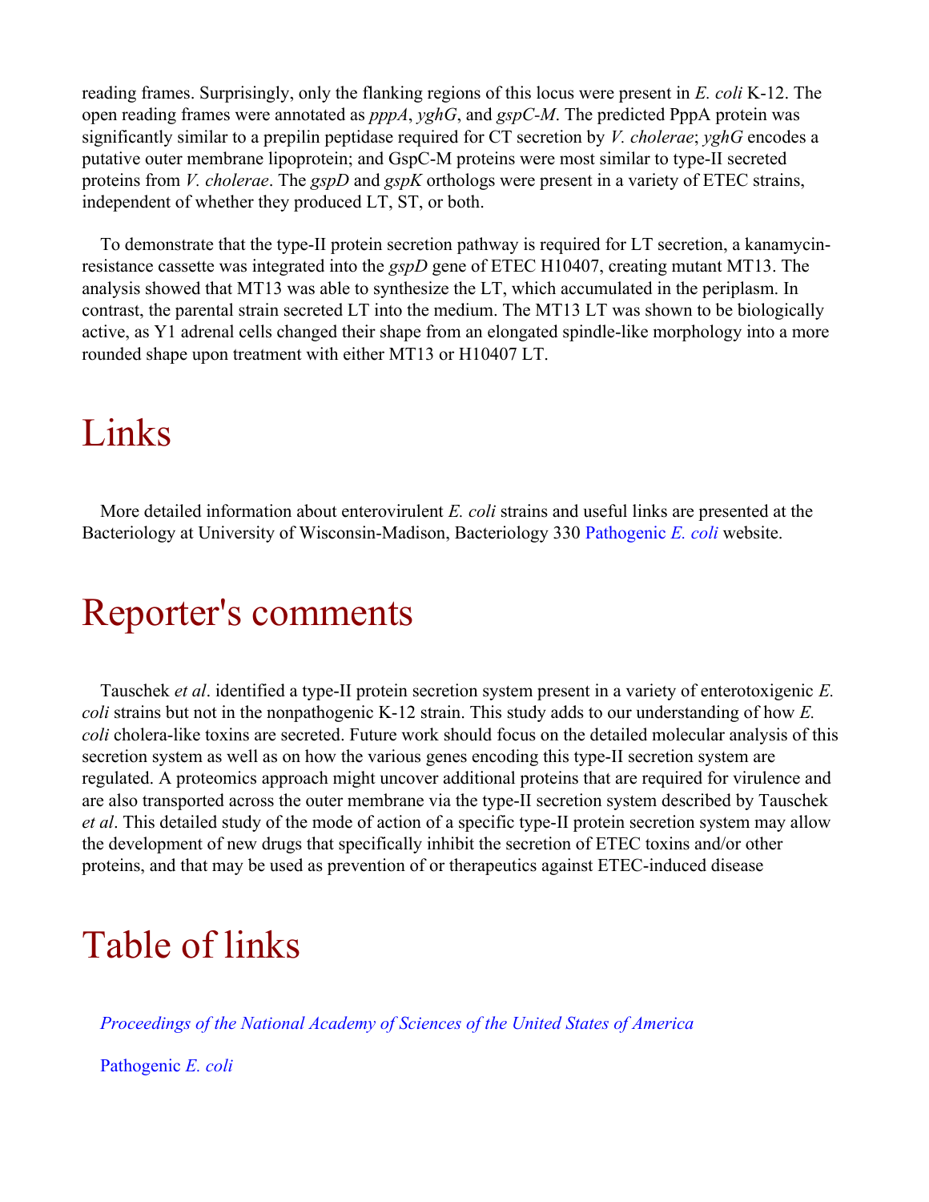reading frames. Surprisingly, only the flanking regions of this locus were present in *E. coli* K-12. The open reading frames were annotated as *pppA*, *yghG*, and *gspC-M*. The predicted PppA protein was significantly similar to a prepilin peptidase required for CT secretion by *V. cholerae*; *yghG* encodes a putative outer membrane lipoprotein; and GspC-M proteins were most similar to type-II secreted proteins from *V. cholerae*. The *gspD* and *gspK* orthologs were present in a variety of ETEC strains, independent of whether they produced LT, ST, or both.

To demonstrate that the type-II protein secretion pathway is required for LT secretion, a kanamycin-resistance cassette was integrated into the *gspD* gene of ETEC H10407, creating mutant MT13. The analysis showed that MT13 was able to synthesize the LT, which accumulated in the periplasm. In contrast, the parental strain secreted LT into the medium. The MT13 LT was shown to be biologically active, as Y1 adrenal cells changed their shape from an elongated spindle-like morphology into a more rounded shape upon treatment with either MT13 or H10407 LT.

# Links

More detailed information about enterovirulent *E. coli* strains and useful links are presented at the Bacteriology at University of Wisconsin-Madison, Bacteriology 330 Pathogenic *E. coli* website.

# Reporter's comments

Tauschek *et al*. identified a type-II protein secretion system present in a variety of enterotoxigenic *E. coli* strains but not in the nonpathogenic K-12 strain. This study adds to our understanding of how *E. coli* cholera-like toxins are secreted. Future work should focus on the detailed molecular analysis of this secretion system as well as on how the various genes encoding this type-II secretion system are regulated. A proteomics approach might uncover additional proteins that are required for virulence and are also transported across the outer membrane via the type-II secretion system described by Tauschek *et al*. This detailed study of the mode of action of a specific type-II protein secretion system may allow the development of new drugs that specifically inhibit the secretion of ETEC toxins and/or other proteins, and that may be used as prevention of or therapeutics against ETEC-induced disease

# Table of links

*Proceedings of the National Academy of Sciences of the United States of America*

Pathogenic *E. coli*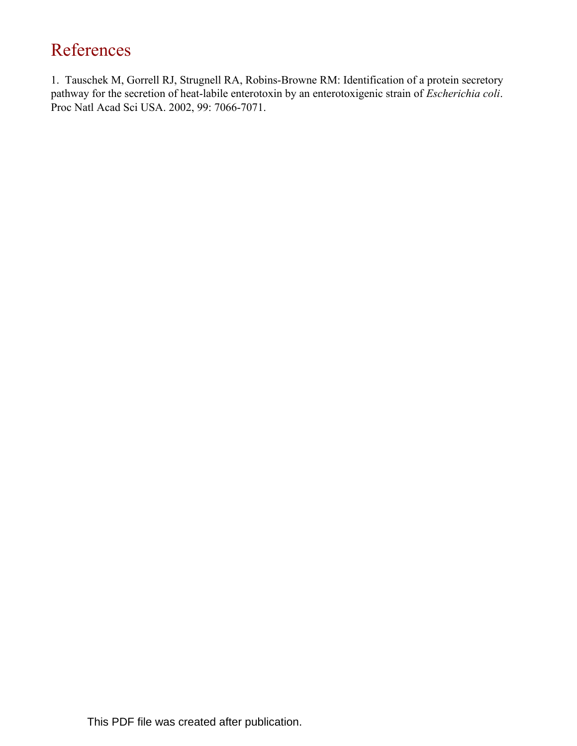# References

1. Tauschek M, Gorrell RJ, Strugnell RA, Robins-Browne RM: Identification of a protein secretory pathway for the secretion of heat-labile enterotoxin by an enterotoxigenic strain of *Escherichia coli*. Proc Natl Acad Sci USA. 2002, 99: 7066-7071.

This PDF file was created after publication.